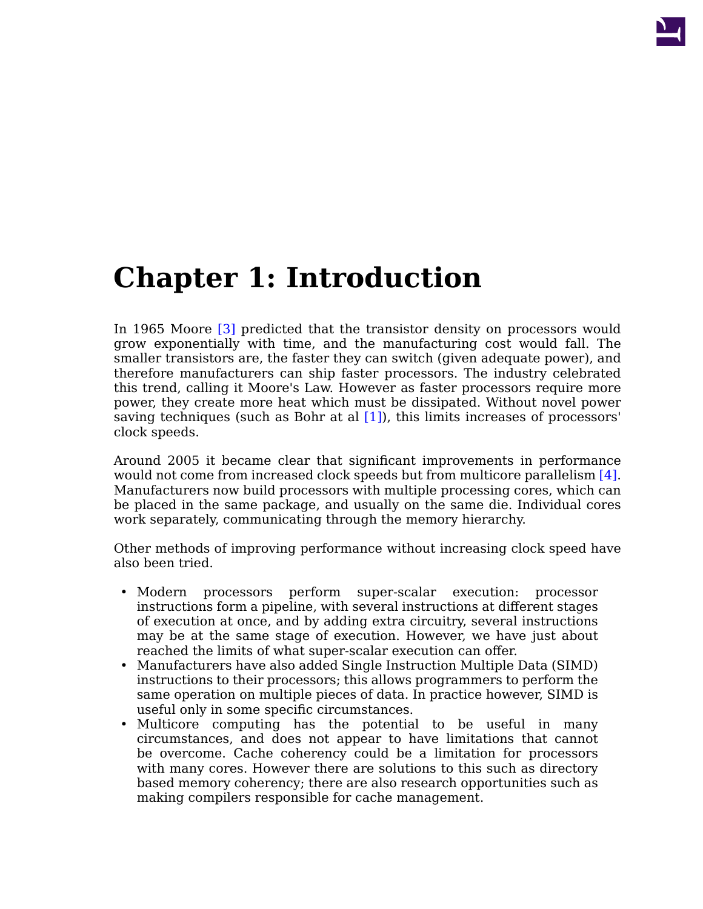# Chapter 1: Introduction

In 1965 Moore [3] predicted that the transistor density on processors would grow exponentially with time, and the manufacturing cost would fall. The smaller transistors are, the faster they can switch (given adequate power), and therefore manufacturers can ship faster processors. The industry celebrated this trend, calling it Moore's Law. However as faster processors require more power, they create more heat which must be dissipated. Without novel power saving techniques (such as Bohr at al [1]), this limits increases of processors' clock speeds.

Around 2005 it became clear that significant improvements in performance would not come from increased clock speeds but from multicore parallelism [4]. Manufacturers now build processors with multiple processing cores, which can be placed in the same package, and usually on the same die. Individual cores work separately, communicating through the memory hierarchy.

Other methods of improving performance without increasing clock speed have also been tried.

- Modern processors perform super-scalar execution: processor instructions form a pipeline, with several instructions at different stages of execution at once, and by adding extra circuitry, several instructions may be at the same stage of execution. However, we have just about reached the limits of what super-scalar execution can offer.
- Manufacturers have also added Single Instruction Multiple Data (SIMD) instructions to their processors; this allows programmers to perform the same operation on multiple pieces of data. In practice however, SIMD is useful only in some specific circumstances.
- Multicore computing has the potential to be useful in many circumstances, and does not appear to have limitations that cannot be overcome. Cache coherency could be a limitation for processors with many cores. However there are solutions to this such as directory based memory coherency; there are also research opportunities such as making compilers responsible for cache management.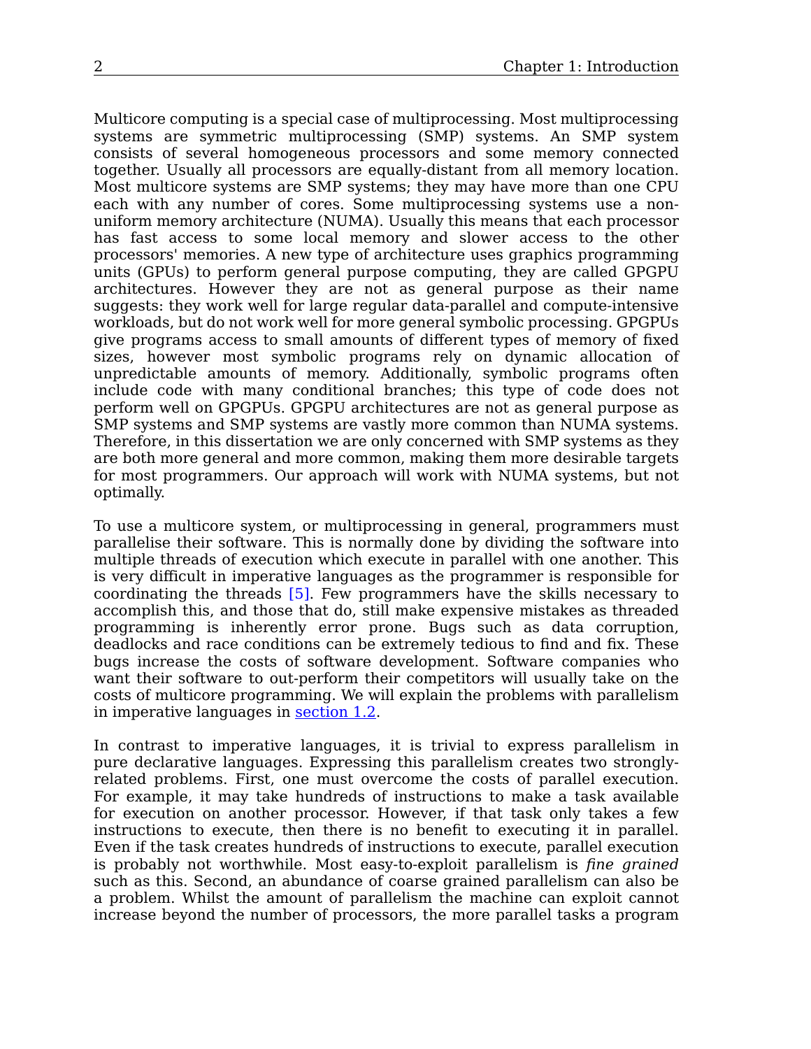Multicore computing is a special case of multiprocessing. Most multiprocessing systems are symmetric multiprocessing (SMP) systems. An SMP system consists of several homogeneous processors and some memory connected together. Usually all processors are equally-distant from all memory location. Most multicore systems are SMP systems; they may have more than one CPU each with any number of cores. Some multiprocessing systems use a non-uniform memory architecture (NUMA). Usually this means that each processor has fast access to some local memory and slower access to the other processors' memories. A new type of architecture uses graphics programming units (GPUs) to perform general purpose computing, they are called GPGPU architectures. However they are not as general purpose as their name suggests: they work well for large regular data-parallel and compute-intensive workloads, but do not work well for more general symbolic processing. GPGPUs give programs access to small amounts of different types of memory of fixed sizes, however most symbolic programs rely on dynamic allocation of unpredictable amounts of memory. Additionally, symbolic programs often include code with many conditional branches; this type of code does not perform well on GPGPUs. GPGPU architectures are not as general purpose as SMP systems and SMP systems are vastly more common than NUMA systems. Therefore, in this dissertation we are only concerned with SMP systems as they are both more general and more common, making them more desirable targets for most programmers. Our approach will work with NUMA systems, but not optimally.

To use a multicore system, or multiprocessing in general, programmers must parallelise their software. This is normally done by dividing the software into multiple threads of execution which execute in parallel with one another. This is very difficult in imperative languages as the programmer is responsible for coordinating the threads [5]. Few programmers have the skills necessary to accomplish this, and those that do, still make expensive mistakes as threaded programming is inherently error prone. Bugs such as data corruption, deadlocks and race conditions can be extremely tedious to find and fix. These bugs increase the costs of software development. Software companies who want their software to out-perform their competitors will usually take on the costs of multicore programming. We will explain the problems with parallelism in imperative languages in section 1.2.

In contrast to imperative languages, it is trivial to express parallelism in pure declarative languages. Expressing this parallelism creates two strongly-related problems. First, one must overcome the costs of parallel execution. For example, it may take hundreds of instructions to make a task available for execution on another processor. However, if that task only takes a few instructions to execute, then there is no benefit to executing it in parallel. Even if the task creates hundreds of instructions to execute, parallel execution is probably not worthwhile. Most easy-to-exploit parallelism is *fine grained* such as this. Second, an abundance of coarse grained parallelism can also be a problem. Whilst the amount of parallelism the machine can exploit cannot increase beyond the number of processors, the more parallel tasks a program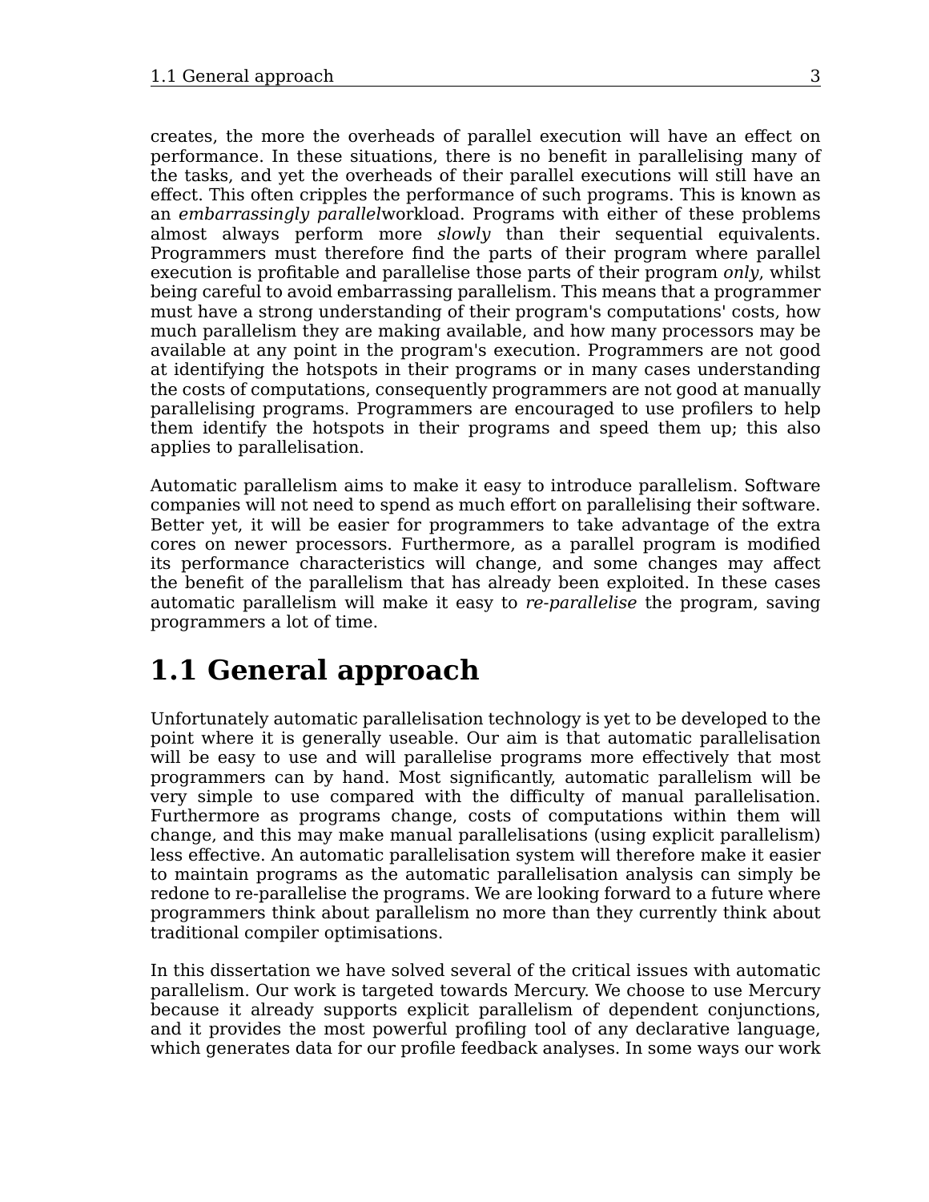creates, the more the overheads of parallel execution will have an effect on performance. In these situations, there is no benefit in parallelising many of the tasks, and yet the overheads of their parallel executions will still have an effect. This often cripples the performance of such programs. This is known as an *embarrassingly parallel*workload. Programs with either of these problems almost always perform more *slowly* than their sequential equivalents. Programmers must therefore find the parts of their program where parallel execution is profitable and parallelise those parts of their program *only*, whilst being careful to avoid embarrassing parallelism. This means that a programmer must have a strong understanding of their program's computations' costs, how much parallelism they are making available, and how many processors may be available at any point in the program's execution. Programmers are not good at identifying the hotspots in their programs or in many cases understanding the costs of computations, consequently programmers are not good at manually parallelising programs. Programmers are encouraged to use profilers to help them identify the hotspots in their programs and speed them up; this also applies to parallelisation.

Automatic parallelism aims to make it easy to introduce parallelism. Software companies will not need to spend as much effort on parallelising their software. Better yet, it will be easier for programmers to take advantage of the extra cores on newer processors. Furthermore, as a parallel program is modified its performance characteristics will change, and some changes may affect the benefit of the parallelism that has already been exploited. In these cases automatic parallelism will make it easy to *re-parallelise* the program, saving programmers a lot of time.

# 1.1 General approach

Unfortunately automatic parallelisation technology is yet to be developed to the point where it is generally useable. Our aim is that automatic parallelisation will be easy to use and will parallelise programs more effectively that most programmers can by hand. Most significantly, automatic parallelism will be very simple to use compared with the difficulty of manual parallelisation. Furthermore as programs change, costs of computations within them will change, and this may make manual parallelisations (using explicit parallelism) less effective. An automatic parallelisation system will therefore make it easier to maintain programs as the automatic parallelisation analysis can simply be redone to re-parallelise the programs. We are looking forward to a future where programmers think about parallelism no more than they currently think about traditional compiler optimisations.

In this dissertation we have solved several of the critical issues with automatic parallelism. Our work is targeted towards Mercury. We choose to use Mercury because it already supports explicit parallelism of dependent conjunctions, and it provides the most powerful profiling tool of any declarative language, which generates data for our profile feedback analyses. In some ways our work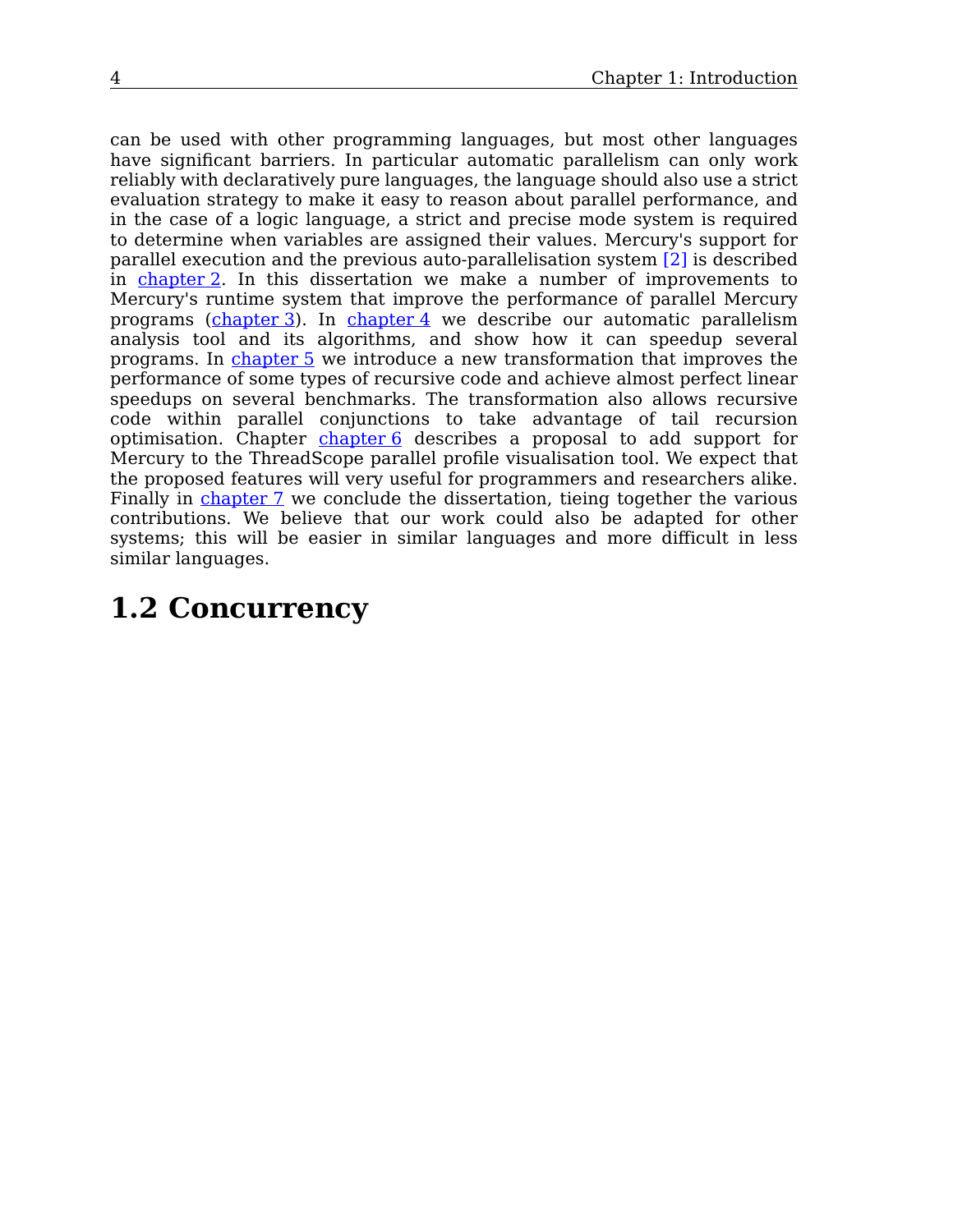can be used with other programming languages, but most other languages have significant barriers. In particular automatic parallelism can only work reliably with declaratively pure languages, the language should also use a strict evaluation strategy to make it easy to reason about parallel performance, and in the case of a logic language, a strict and precise mode system is required to determine when variables are assigned their values. Mercury's support for parallel execution and the previous auto-parallelisation system [2] is described in chapter 2. In this dissertation we make a number of improvements to Mercury's runtime system that improve the performance of parallel Mercury programs (chapter 3). In chapter 4 we describe our automatic parallelism analysis tool and its algorithms, and show how it can speedup several programs. In chapter 5 we introduce a new transformation that improves the performance of some types of recursive code and achieve almost perfect linear speedups on several benchmarks. The transformation also allows recursive code within parallel conjunctions to take advantage of tail recursion optimisation. Chapter chapter 6 describes a proposal to add support for Mercury to the ThreadScope parallel profile visualisation tool. We expect that the proposed features will very useful for programmers and researchers alike. Finally in chapter 7 we conclude the dissertation, tieing together the various contributions. We believe that our work could also be adapted for other systems; this will be easier in similar languages and more difficult in less similar languages.

## 1.2 Concurrency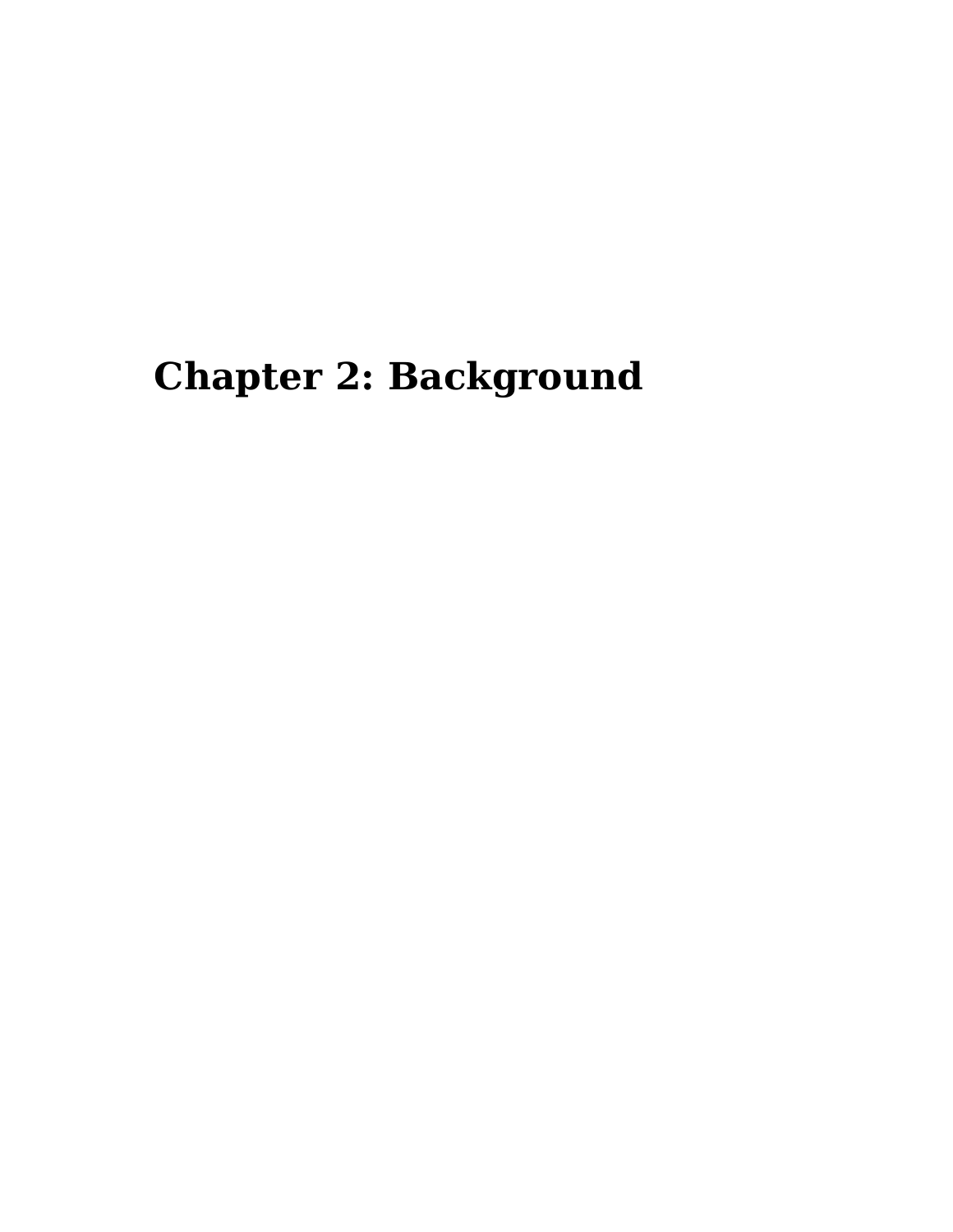# Chapter 2: Background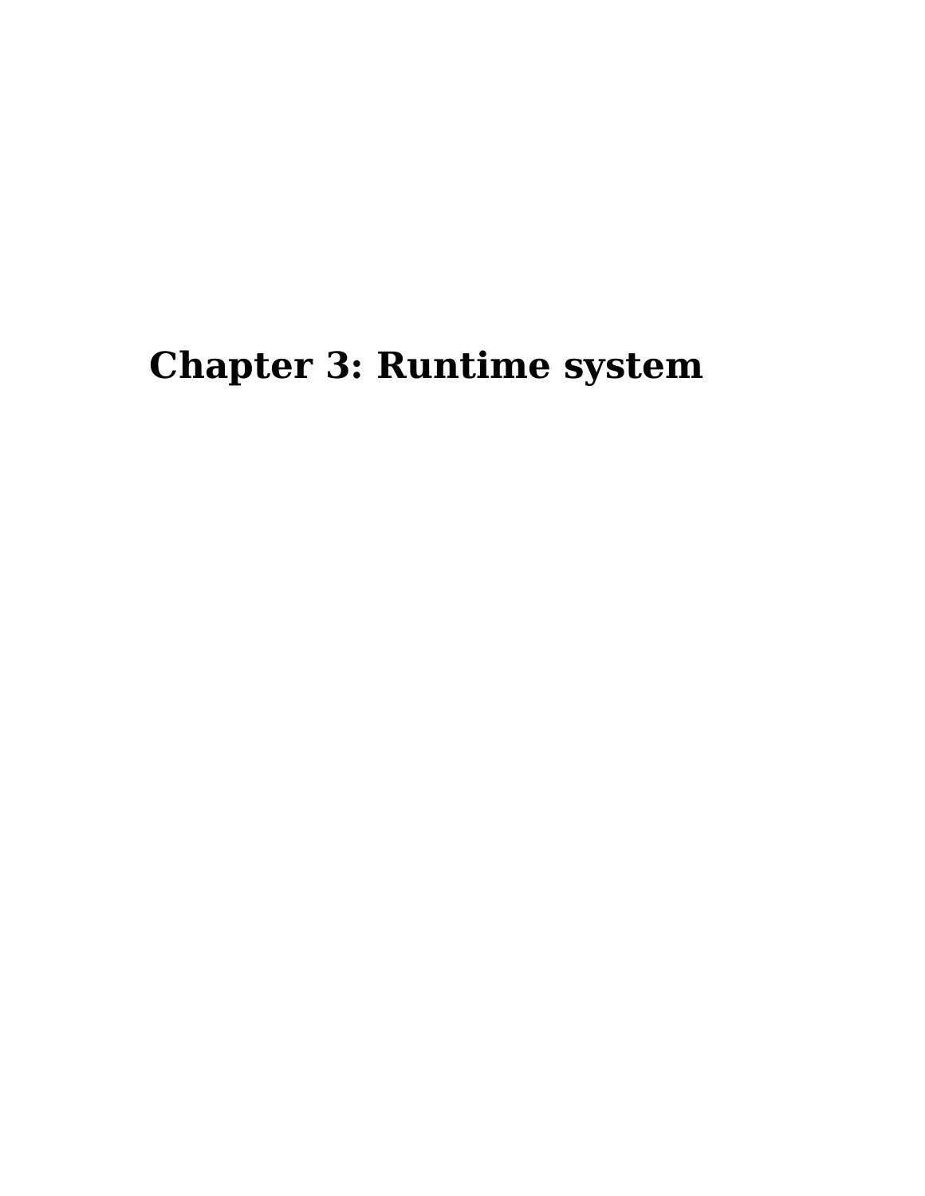# Chapter 3: Runtime system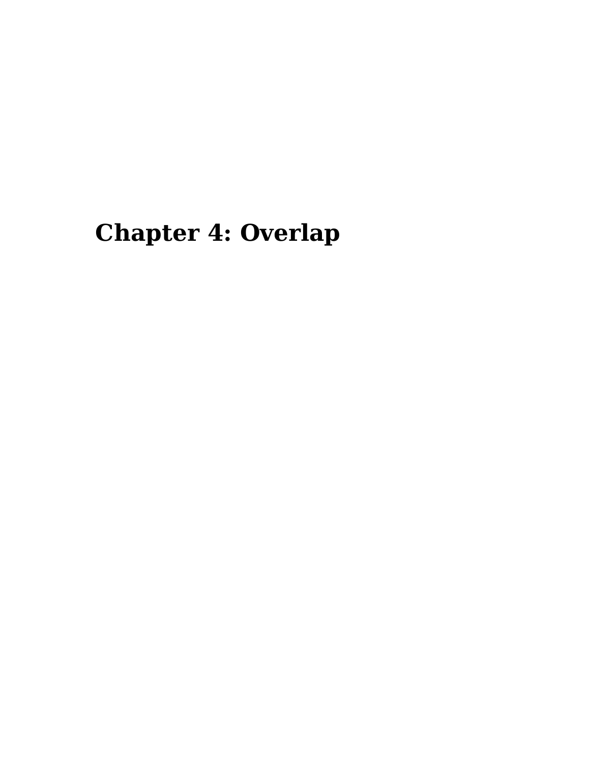# Chapter 4: Overlap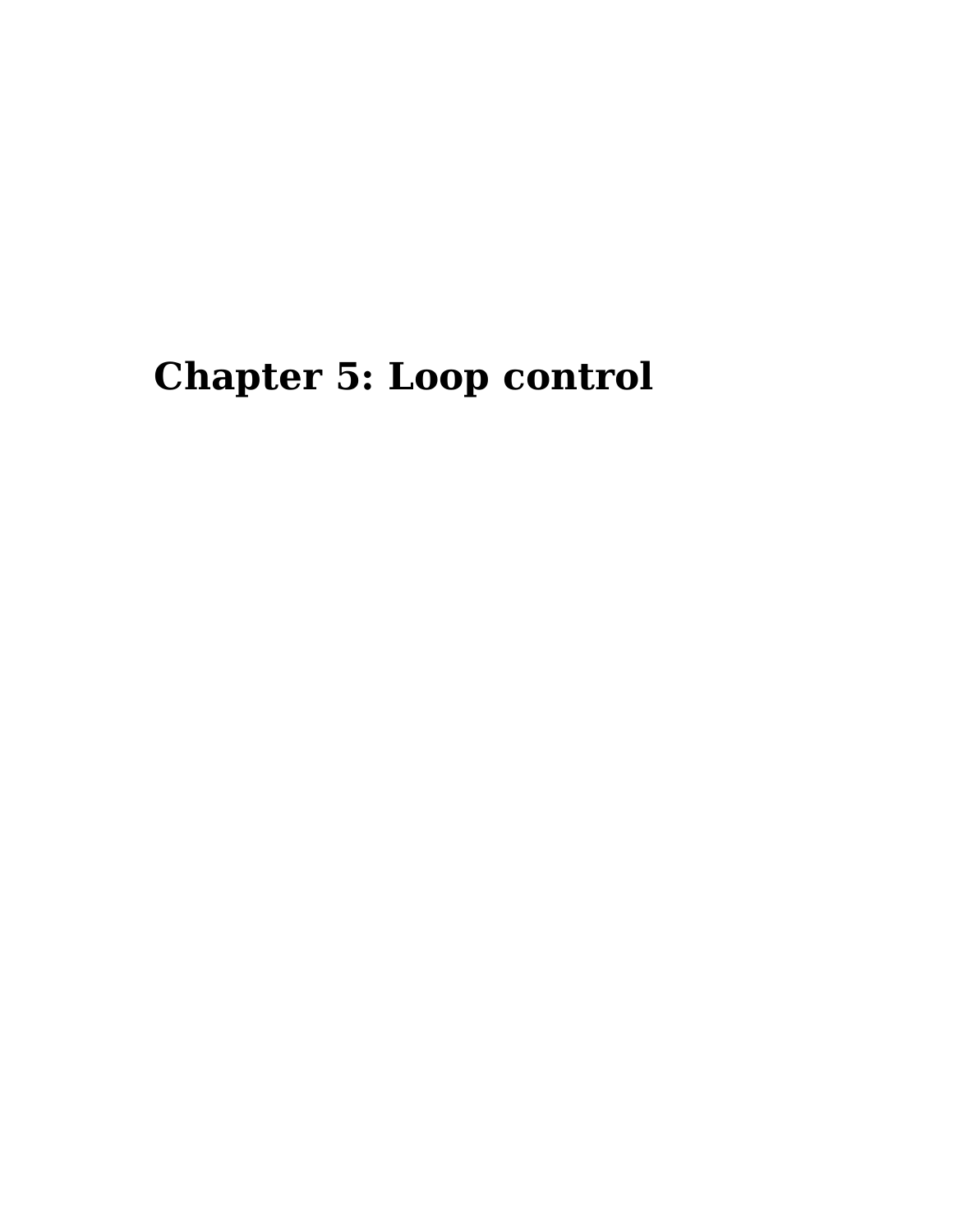# Chapter 5: Loop control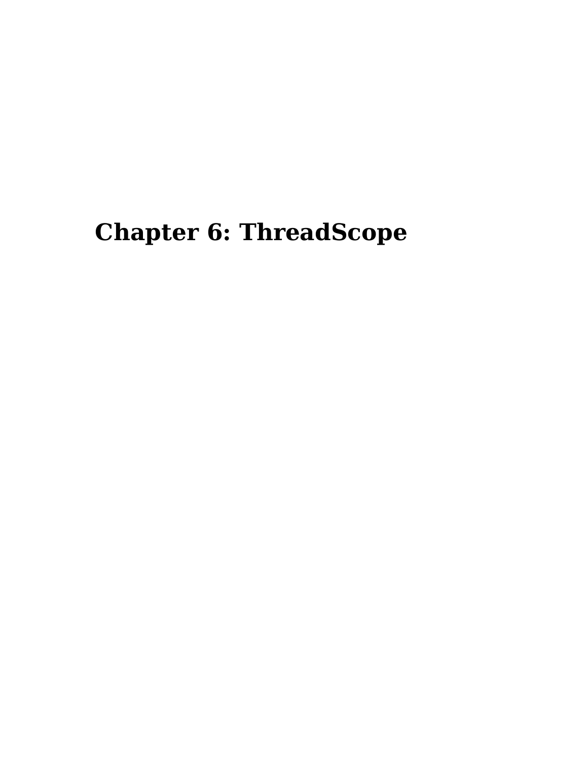# Chapter 6: ThreadScope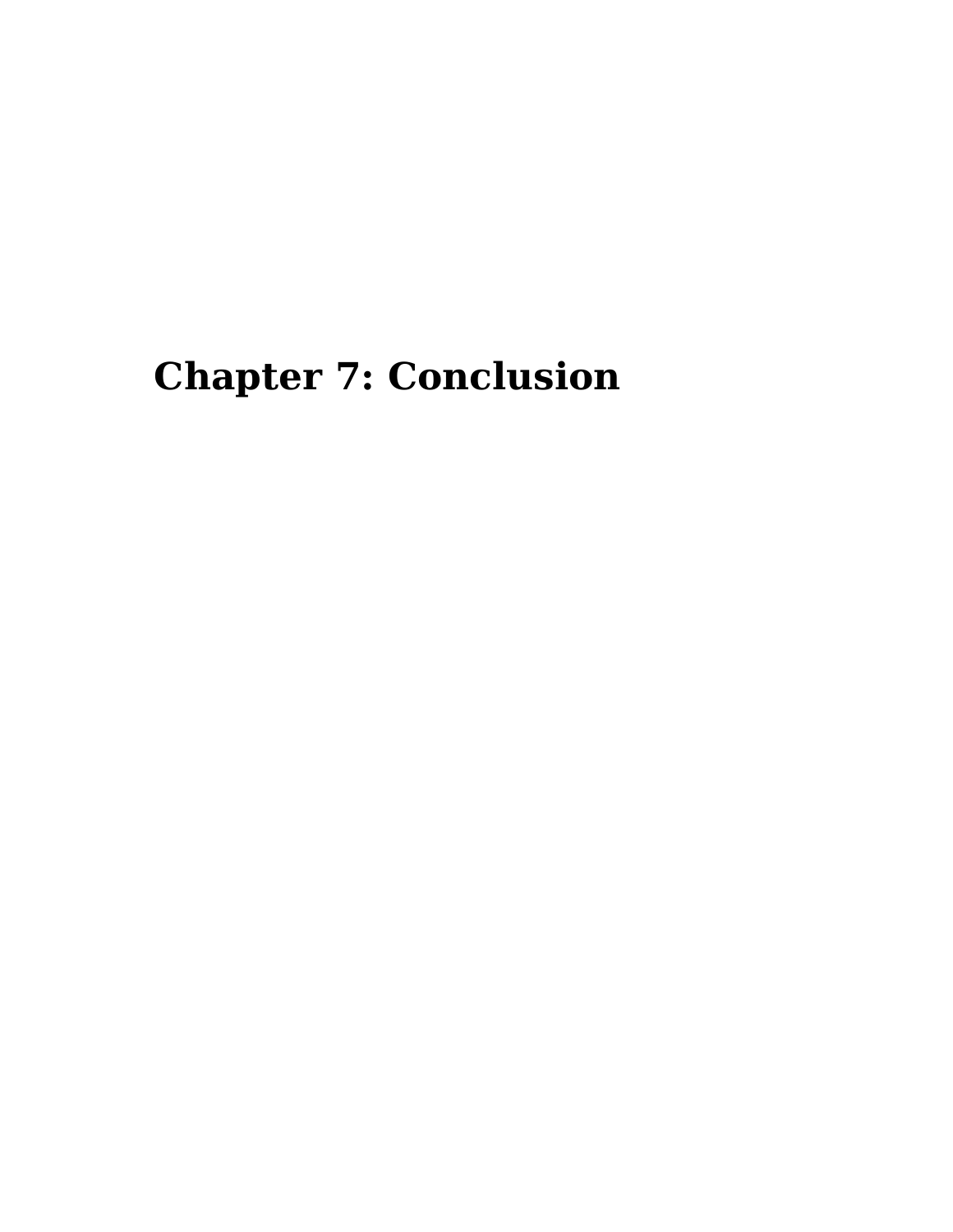# Chapter 7: Conclusion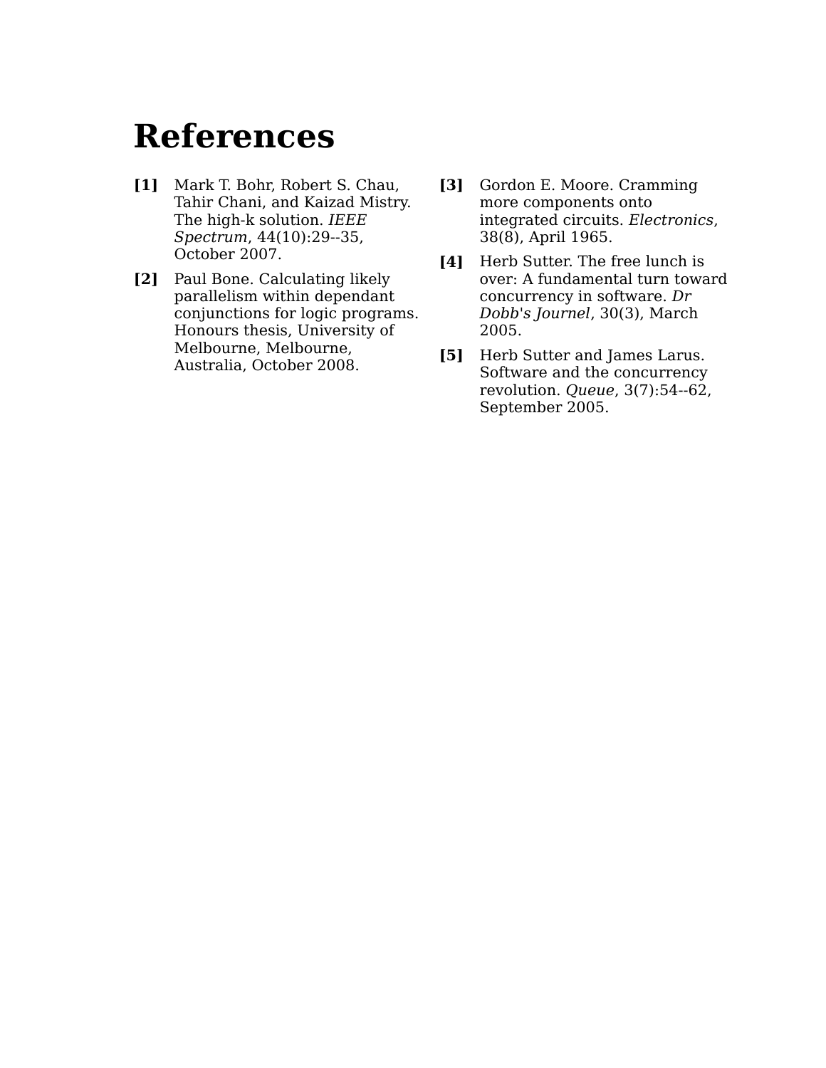# References

**[1]** Mark T. Bohr, Robert S. Chau, Tahir Chani, and Kaizad Mistry. The high-k solution. *IEEE Spectrum*, 44(10):29--35, October 2007.

**[2]** Paul Bone. Calculating likely parallelism within dependant conjunctions for logic programs. Honours thesis, University of Melbourne, Melbourne, Australia, October 2008.

**[3]** Gordon E. Moore. Cramming more components onto integrated circuits. *Electronics*, 38(8), April 1965.

**[4]** Herb Sutter. The free lunch is over: A fundamental turn toward concurrency in software. *Dr Dobb's Journel*, 30(3), March 2005.

**[5]** Herb Sutter and James Larus. Software and the concurrency revolution. *Queue*, 3(7):54--62, September 2005.